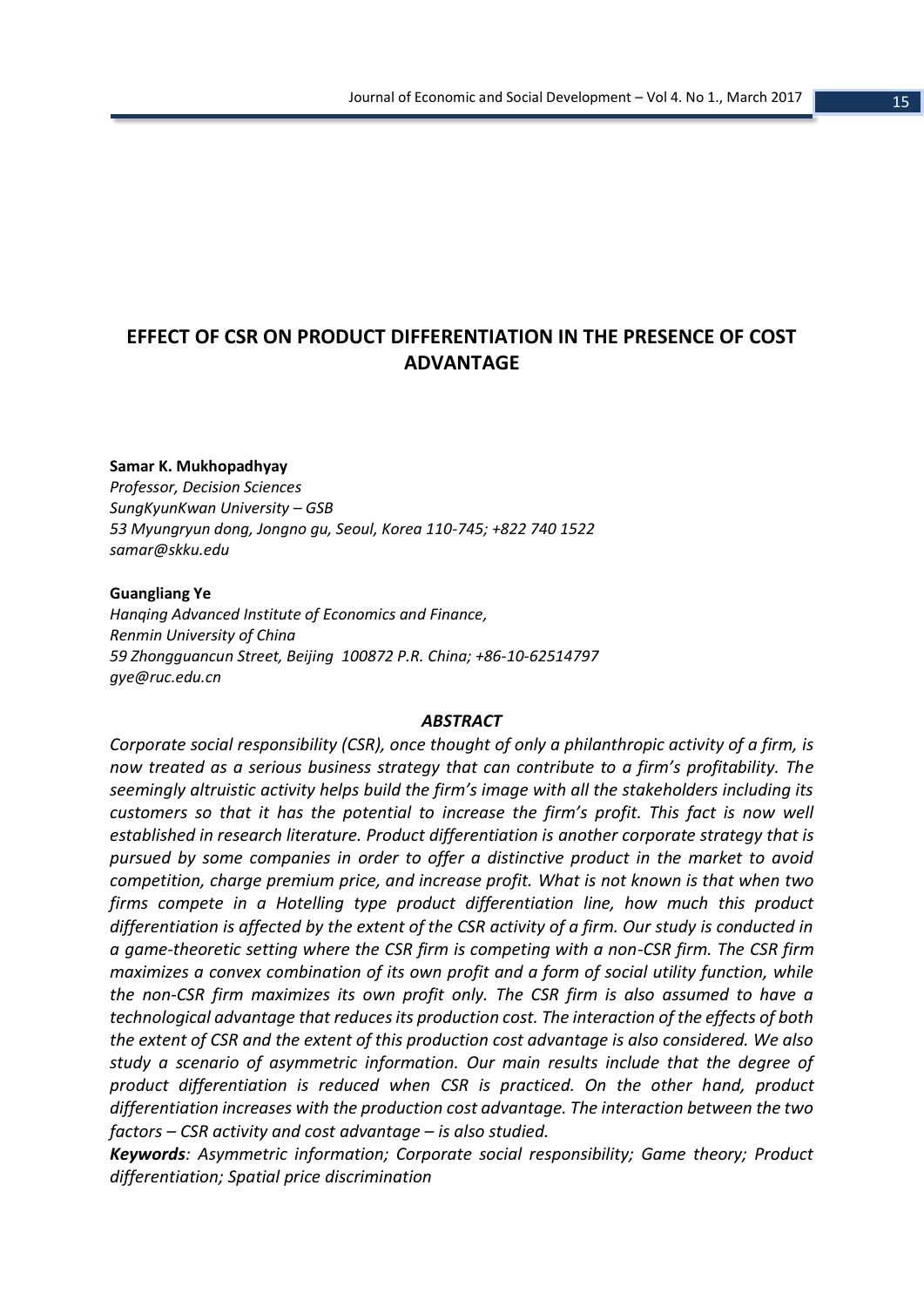# EFFECT OF CSR ON PRODUCT DIFFERENTIATION IN THE PRESENCE OF COST ADVANTAGE

**Samar K. Mukhopadhyay**
*Professor, Decision Sciences*
*SungKyunKwan University – GSB*
*53 Myungryun dong, Jongno gu, Seoul, Korea 110-745; +822 740 1522*
*samar@skku.edu*

**Guangliang Ye**
*Hanqing Advanced Institute of Economics and Finance,*
*Renmin University of China*
*59 Zhongguancun Street, Beijing 100872 P.R. China; +86-10-62514797*
*gye@ruc.edu.cn*

### *ABSTRACT*

*Corporate social responsibility (CSR), once thought of only a philanthropic activity of a firm, is now treated as a serious business strategy that can contribute to a firm's profitability. The seemingly altruistic activity helps build the firm's image with all the stakeholders including its customers so that it has the potential to increase the firm's profit. This fact is now well established in research literature. Product differentiation is another corporate strategy that is pursued by some companies in order to offer a distinctive product in the market to avoid competition, charge premium price, and increase profit. What is not known is that when two firms compete in a Hotelling type product differentiation line, how much this product differentiation is affected by the extent of the CSR activity of a firm. Our study is conducted in a game-theoretic setting where the CSR firm is competing with a non-CSR firm. The CSR firm maximizes a convex combination of its own profit and a form of social utility function, while the non-CSR firm maximizes its own profit only. The CSR firm is also assumed to have a technological advantage that reduces its production cost. The interaction of the effects of both the extent of CSR and the extent of this production cost advantage is also considered. We also study a scenario of asymmetric information. Our main results include that the degree of product differentiation is reduced when CSR is practiced. On the other hand, product differentiation increases with the production cost advantage. The interaction between the two factors – CSR activity and cost advantage – is also studied.*

***Keywords****: Asymmetric information; Corporate social responsibility; Game theory; Product differentiation; Spatial price discrimination*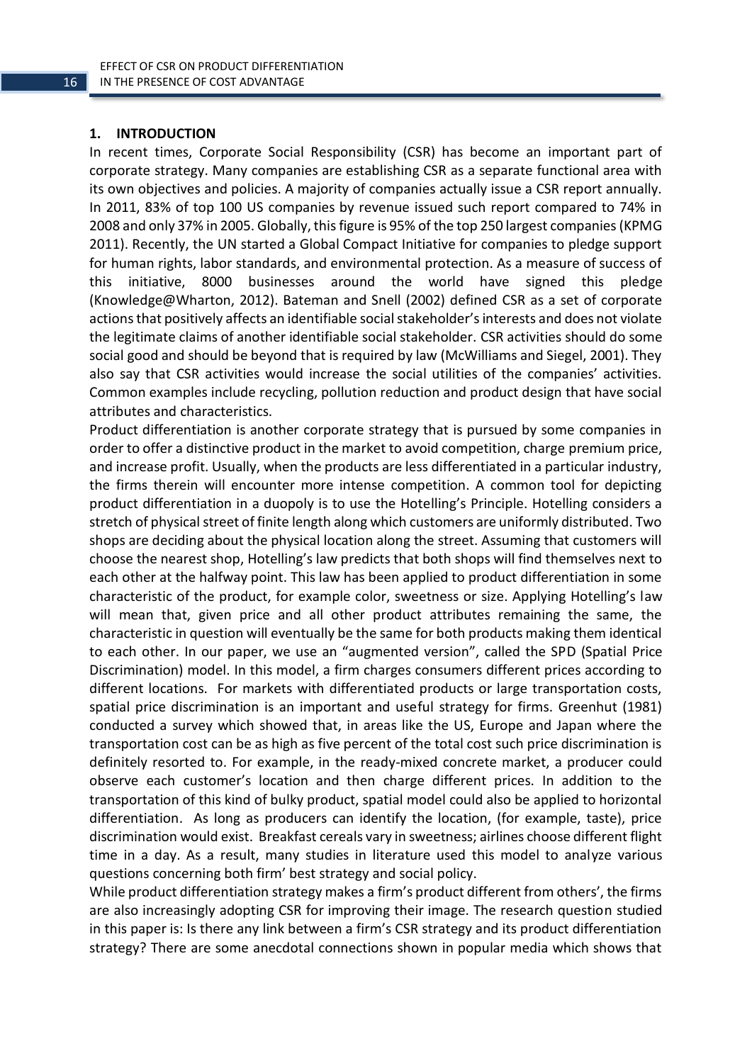## 1. INTRODUCTION

In recent times, Corporate Social Responsibility (CSR) has become an important part of corporate strategy. Many companies are establishing CSR as a separate functional area with its own objectives and policies. A majority of companies actually issue a CSR report annually. In 2011, 83% of top 100 US companies by revenue issued such report compared to 74% in 2008 and only 37% in 2005. Globally, this figure is 95% of the top 250 largest companies (KPMG 2011). Recently, the UN started a Global Compact Initiative for companies to pledge support for human rights, labor standards, and environmental protection. As a measure of success of this initiative, 8000 businesses around the world have signed this pledge (Knowledge@Wharton, 2012). Bateman and Snell (2002) defined CSR as a set of corporate actions that positively affects an identifiable social stakeholder's interests and does not violate the legitimate claims of another identifiable social stakeholder. CSR activities should do some social good and should be beyond that is required by law (McWilliams and Siegel, 2001). They also say that CSR activities would increase the social utilities of the companies' activities. Common examples include recycling, pollution reduction and product design that have social attributes and characteristics.

Product differentiation is another corporate strategy that is pursued by some companies in order to offer a distinctive product in the market to avoid competition, charge premium price, and increase profit. Usually, when the products are less differentiated in a particular industry, the firms therein will encounter more intense competition. A common tool for depicting product differentiation in a duopoly is to use the Hotelling's Principle. Hotelling considers a stretch of physical street of finite length along which customers are uniformly distributed. Two shops are deciding about the physical location along the street. Assuming that customers will choose the nearest shop, Hotelling's law predicts that both shops will find themselves next to each other at the halfway point. This law has been applied to product differentiation in some characteristic of the product, for example color, sweetness or size. Applying Hotelling's law will mean that, given price and all other product attributes remaining the same, the characteristic in question will eventually be the same for both products making them identical to each other. In our paper, we use an "augmented version", called the SPD (Spatial Price Discrimination) model. In this model, a firm charges consumers different prices according to different locations. For markets with differentiated products or large transportation costs, spatial price discrimination is an important and useful strategy for firms. Greenhut (1981) conducted a survey which showed that, in areas like the US, Europe and Japan where the transportation cost can be as high as five percent of the total cost such price discrimination is definitely resorted to. For example, in the ready-mixed concrete market, a producer could observe each customer's location and then charge different prices. In addition to the transportation of this kind of bulky product, spatial model could also be applied to horizontal differentiation. As long as producers can identify the location, (for example, taste), price discrimination would exist. Breakfast cereals vary in sweetness; airlines choose different flight time in a day. As a result, many studies in literature used this model to analyze various questions concerning both firm' best strategy and social policy.

While product differentiation strategy makes a firm's product different from others', the firms are also increasingly adopting CSR for improving their image. The research question studied in this paper is: Is there any link between a firm's CSR strategy and its product differentiation strategy? There are some anecdotal connections shown in popular media which shows that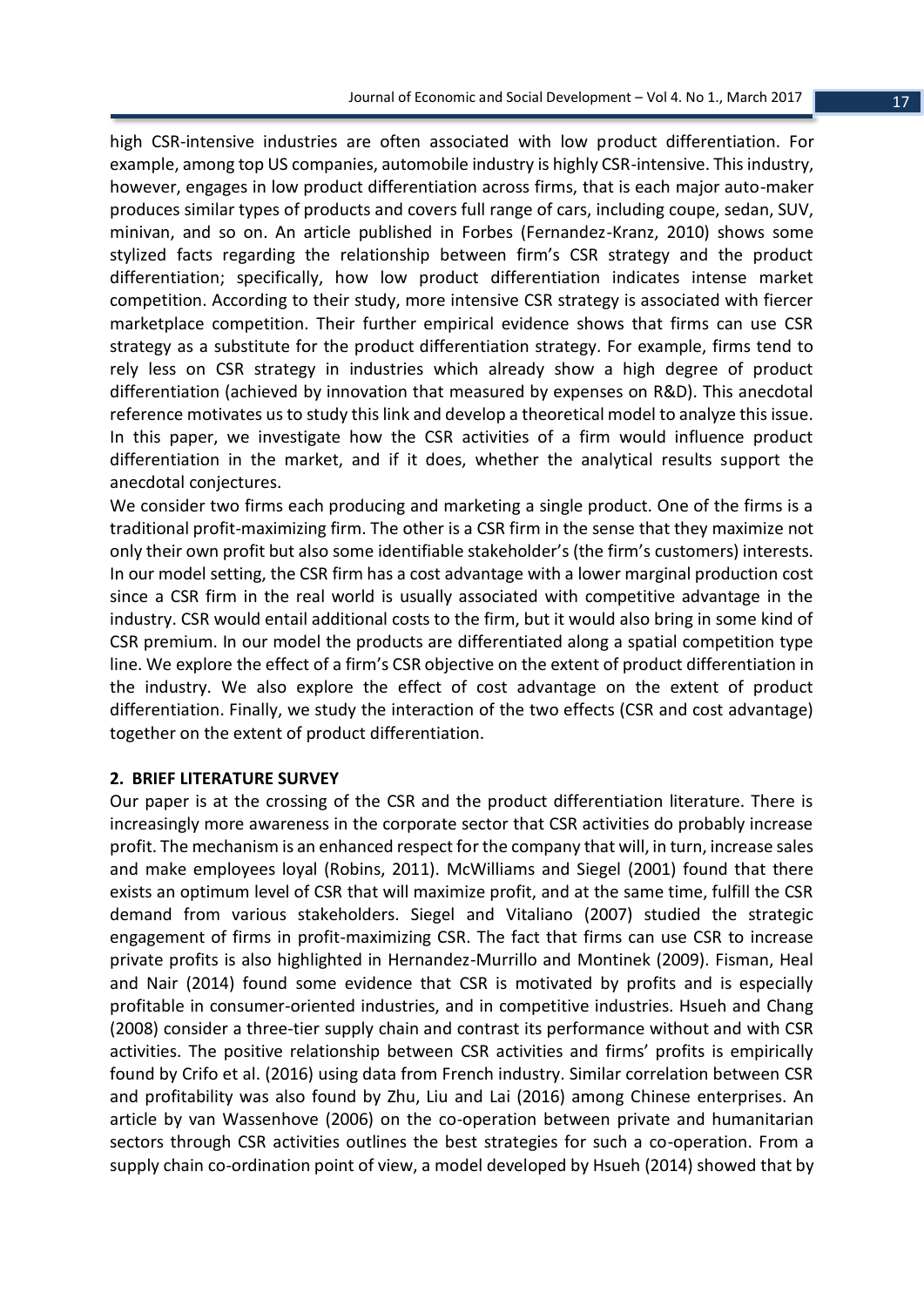high CSR-intensive industries are often associated with low product differentiation. For example, among top US companies, automobile industry is highly CSR-intensive. This industry, however, engages in low product differentiation across firms, that is each major auto-maker produces similar types of products and covers full range of cars, including coupe, sedan, SUV, minivan, and so on. An article published in Forbes (Fernandez-Kranz, 2010) shows some stylized facts regarding the relationship between firm's CSR strategy and the product differentiation; specifically, how low product differentiation indicates intense market competition. According to their study, more intensive CSR strategy is associated with fiercer marketplace competition. Their further empirical evidence shows that firms can use CSR strategy as a substitute for the product differentiation strategy. For example, firms tend to rely less on CSR strategy in industries which already show a high degree of product differentiation (achieved by innovation that measured by expenses on R&D). This anecdotal reference motivates us to study this link and develop a theoretical model to analyze this issue. In this paper, we investigate how the CSR activities of a firm would influence product differentiation in the market, and if it does, whether the analytical results support the anecdotal conjectures.

We consider two firms each producing and marketing a single product. One of the firms is a traditional profit-maximizing firm. The other is a CSR firm in the sense that they maximize not only their own profit but also some identifiable stakeholder's (the firm's customers) interests. In our model setting, the CSR firm has a cost advantage with a lower marginal production cost since a CSR firm in the real world is usually associated with competitive advantage in the industry. CSR would entail additional costs to the firm, but it would also bring in some kind of CSR premium. In our model the products are differentiated along a spatial competition type line. We explore the effect of a firm's CSR objective on the extent of product differentiation in the industry. We also explore the effect of cost advantage on the extent of product differentiation. Finally, we study the interaction of the two effects (CSR and cost advantage) together on the extent of product differentiation.

## 2. BRIEF LITERATURE SURVEY

Our paper is at the crossing of the CSR and the product differentiation literature. There is increasingly more awareness in the corporate sector that CSR activities do probably increase profit. The mechanism is an enhanced respect for the company that will, in turn, increase sales and make employees loyal (Robins, 2011). McWilliams and Siegel (2001) found that there exists an optimum level of CSR that will maximize profit, and at the same time, fulfill the CSR demand from various stakeholders. Siegel and Vitaliano (2007) studied the strategic engagement of firms in profit-maximizing CSR. The fact that firms can use CSR to increase private profits is also highlighted in Hernandez-Murrillo and Montinek (2009). Fisman, Heal and Nair (2014) found some evidence that CSR is motivated by profits and is especially profitable in consumer-oriented industries, and in competitive industries. Hsueh and Chang (2008) consider a three-tier supply chain and contrast its performance without and with CSR activities. The positive relationship between CSR activities and firms' profits is empirically found by Crifo et al. (2016) using data from French industry. Similar correlation between CSR and profitability was also found by Zhu, Liu and Lai (2016) among Chinese enterprises. An article by van Wassenhove (2006) on the co-operation between private and humanitarian sectors through CSR activities outlines the best strategies for such a co-operation. From a supply chain co-ordination point of view, a model developed by Hsueh (2014) showed that by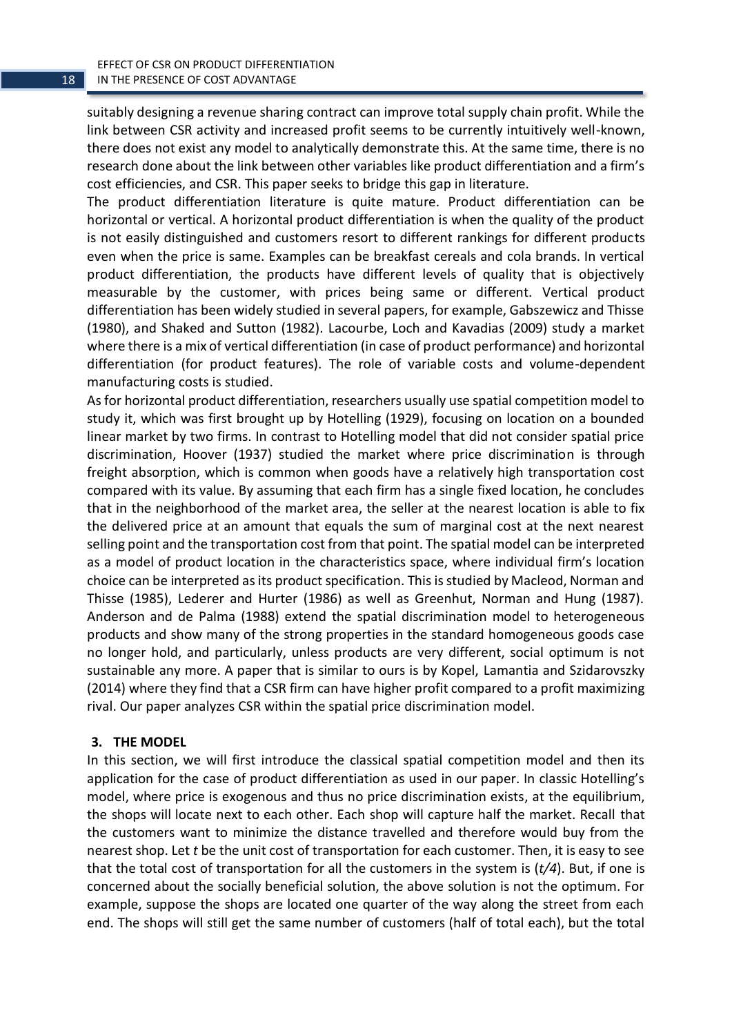suitably designing a revenue sharing contract can improve total supply chain profit. While the link between CSR activity and increased profit seems to be currently intuitively well-known, there does not exist any model to analytically demonstrate this. At the same time, there is no research done about the link between other variables like product differentiation and a firm's cost efficiencies, and CSR. This paper seeks to bridge this gap in literature.

The product differentiation literature is quite mature. Product differentiation can be horizontal or vertical. A horizontal product differentiation is when the quality of the product is not easily distinguished and customers resort to different rankings for different products even when the price is same. Examples can be breakfast cereals and cola brands. In vertical product differentiation, the products have different levels of quality that is objectively measurable by the customer, with prices being same or different. Vertical product differentiation has been widely studied in several papers, for example, Gabszewicz and Thisse (1980), and Shaked and Sutton (1982). Lacourbe, Loch and Kavadias (2009) study a market where there is a mix of vertical differentiation (in case of product performance) and horizontal differentiation (for product features). The role of variable costs and volume-dependent manufacturing costs is studied.

As for horizontal product differentiation, researchers usually use spatial competition model to study it, which was first brought up by Hotelling (1929), focusing on location on a bounded linear market by two firms. In contrast to Hotelling model that did not consider spatial price discrimination, Hoover (1937) studied the market where price discrimination is through freight absorption, which is common when goods have a relatively high transportation cost compared with its value. By assuming that each firm has a single fixed location, he concludes that in the neighborhood of the market area, the seller at the nearest location is able to fix the delivered price at an amount that equals the sum of marginal cost at the next nearest selling point and the transportation cost from that point. The spatial model can be interpreted as a model of product location in the characteristics space, where individual firm's location choice can be interpreted as its product specification. This is studied by Macleod, Norman and Thisse (1985), Lederer and Hurter (1986) as well as Greenhut, Norman and Hung (1987). Anderson and de Palma (1988) extend the spatial discrimination model to heterogeneous products and show many of the strong properties in the standard homogeneous goods case no longer hold, and particularly, unless products are very different, social optimum is not sustainable any more. A paper that is similar to ours is by Kopel, Lamantia and Szidarovszky (2014) where they find that a CSR firm can have higher profit compared to a profit maximizing rival. Our paper analyzes CSR within the spatial price discrimination model.

## 3. THE MODEL

In this section, we will first introduce the classical spatial competition model and then its application for the case of product differentiation as used in our paper. In classic Hotelling's model, where price is exogenous and thus no price discrimination exists, at the equilibrium, the shops will locate next to each other. Each shop will capture half the market. Recall that the customers want to minimize the distance travelled and therefore would buy from the nearest shop. Let $t$ be the unit cost of transportation for each customer. Then, it is easy to see that the total cost of transportation for all the customers in the system is ($t/4$). But, if one is concerned about the socially beneficial solution, the above solution is not the optimum. For example, suppose the shops are located one quarter of the way along the street from each end. The shops will still get the same number of customers (half of total each), but the total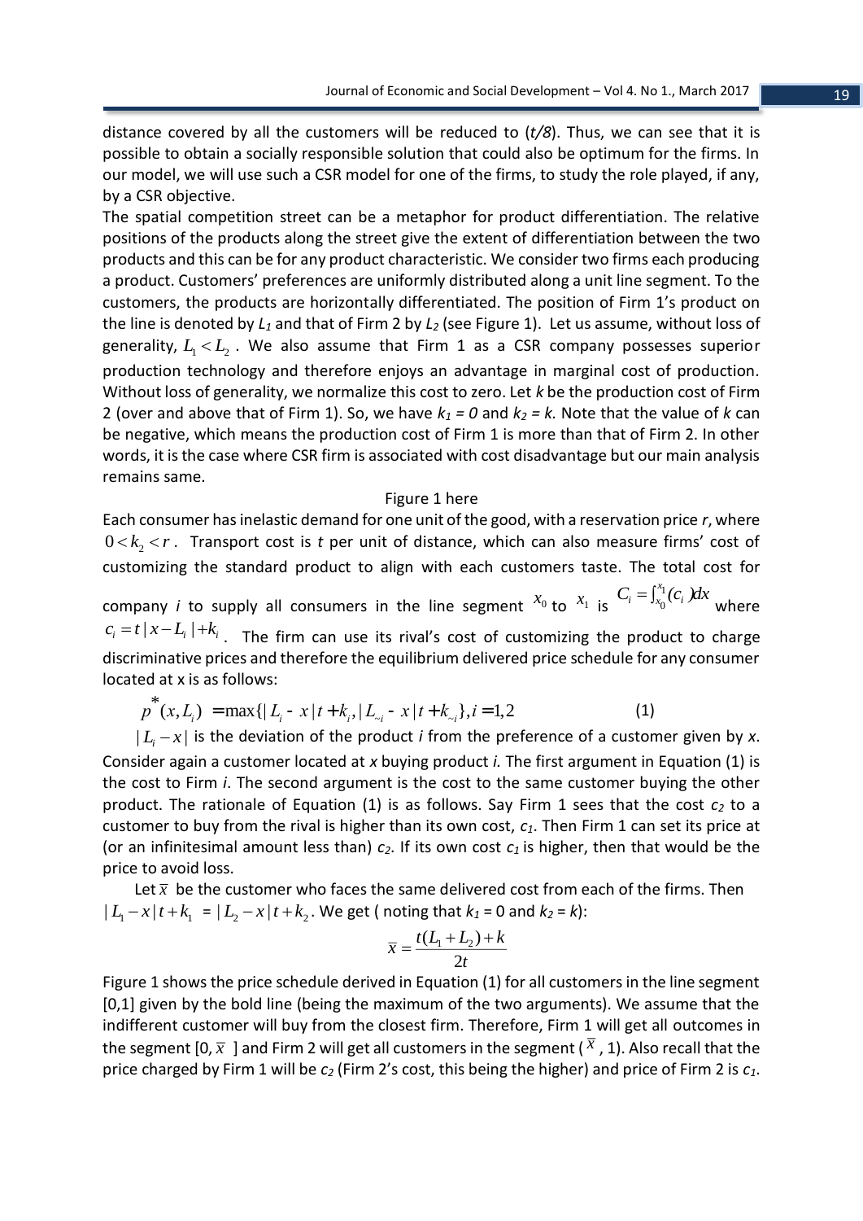distance covered by all the customers will be reduced to (*t/8*). Thus, we can see that it is possible to obtain a socially responsible solution that could also be optimum for the firms. In our model, we will use such a CSR model for one of the firms, to study the role played, if any, by a CSR objective.

The spatial competition street can be a metaphor for product differentiation. The relative positions of the products along the street give the extent of differentiation between the two products and this can be for any product characteristic. We consider two firms each producing a product. Customers' preferences are uniformly distributed along a unit line segment. To the customers, the products are horizontally differentiated. The position of Firm 1's product on the line is denoted by $L_1$ and that of Firm 2 by $L_2$ (see Figure 1). Let us assume, without loss of generality, $L_1 < L_2$. We also assume that Firm 1 as a CSR company possesses superior production technology and therefore enjoys an advantage in marginal cost of production. Without loss of generality, we normalize this cost to zero. Let *k* be the production cost of Firm 2 (over and above that of Firm 1). So, we have $k_1 = 0$ and $k_2 = k$. Note that the value of *k* can be negative, which means the production cost of Firm 1 is more than that of Firm 2. In other words, it is the case where CSR firm is associated with cost disadvantage but our main analysis remains same.

Figure 1 here

Each consumer has inelastic demand for one unit of the good, with a reservation price *r*, where $0 < k_2 < r$. Transport cost is *t* per unit of distance, which can also measure firms' cost of customizing the standard product to align with each customers taste. The total cost for company *i* to supply all consumers in the line segment $x_0$ to $x_1$ is $C_i = \int_{x_0}^{x_1}(c_i)dx$ where $c_i = t|x - L_i| + k_i$. The firm can use its rival's cost of customizing the product to charge discriminative prices and therefore the equilibrium delivered price schedule for any consumer located at x is as follows:

$$p^*(x, L_i) = \max\{|L_i - x|t + k_i, |L_{\sim i} - x|t + k_{\sim i}\}, i = 1,2 \qquad (1)$$

$|L_i - x|$ is the deviation of the product *i* from the preference of a customer given by *x*. Consider again a customer located at *x* buying product *i.* The first argument in Equation (1) is the cost to Firm *i*. The second argument is the cost to the same customer buying the other product. The rationale of Equation (1) is as follows. Say Firm 1 sees that the cost $c_2$ to a customer to buy from the rival is higher than its own cost, $c_1$. Then Firm 1 can set its price at (or an infinitesimal amount less than) $c_2$. If its own cost $c_1$ is higher, then that would be the price to avoid loss.

Let $\bar{x}$ be the customer who faces the same delivered cost from each of the firms. Then $|L_1 - x|t + k_1 = |L_2 - x|t + k_2$. We get ( noting that $k_1 = 0$ and $k_2 = k$):

$$\bar{x} = \frac{t(L_1 + L_2) + k}{2t}$$

Figure 1 shows the price schedule derived in Equation (1) for all customers in the line segment [0,1] given by the bold line (being the maximum of the two arguments). We assume that the indifferent customer will buy from the closest firm. Therefore, Firm 1 will get all outcomes in the segment [0, $\bar{x}$ ] and Firm 2 will get all customers in the segment ( $\bar{x}$ , 1). Also recall that the price charged by Firm 1 will be $c_2$ (Firm 2's cost, this being the higher) and price of Firm 2 is $c_1$.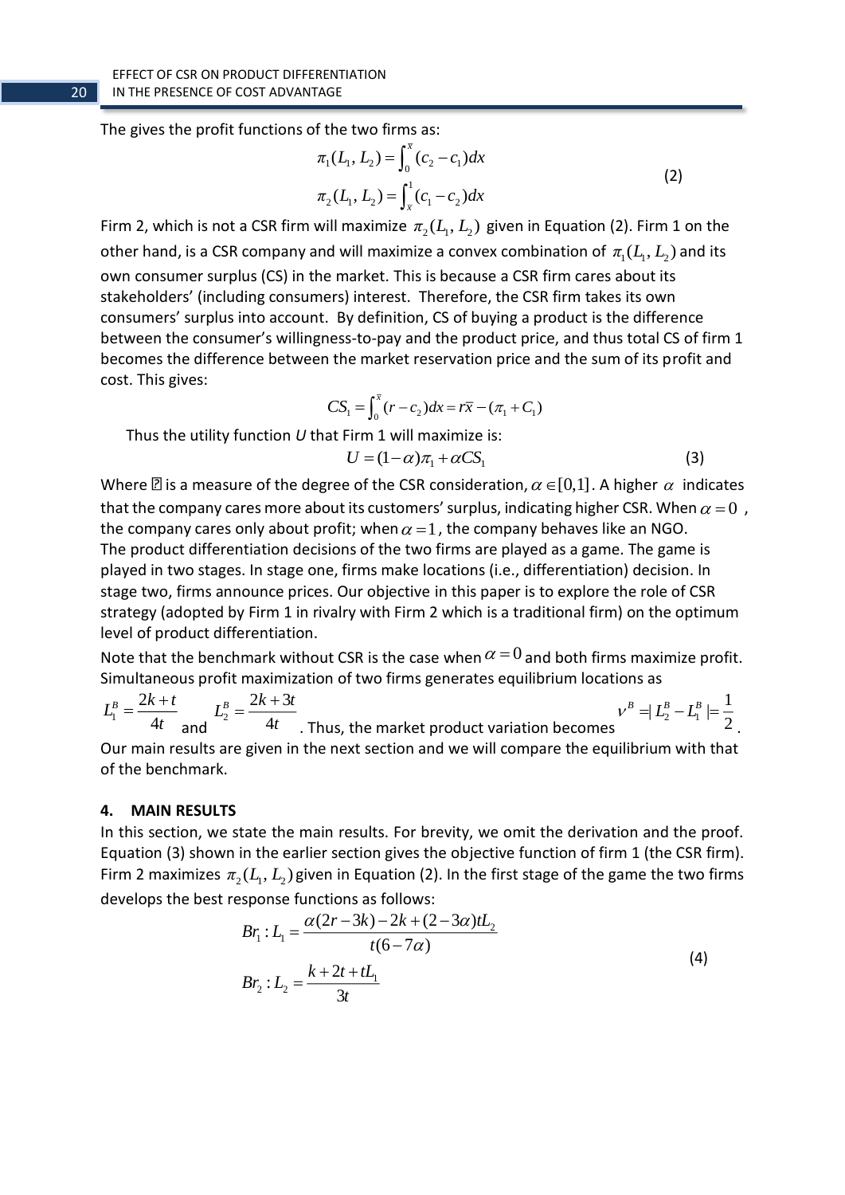The gives the profit functions of the two firms as:

$$\pi_1(L_1, L_2) = \int_0^{\bar{x}} (c_2 - c_1)dx$$
$$\pi_2(L_1, L_2) = \int_{\bar{x}}^1 (c_1 - c_2)dx \tag{2}$$

Firm 2, which is not a CSR firm will maximize $\pi_2(L_1, L_2)$ given in Equation (2). Firm 1 on the other hand, is a CSR company and will maximize a convex combination of $\pi_1(L_1, L_2)$ and its own consumer surplus (CS) in the market. This is because a CSR firm cares about its stakeholders' (including consumers) interest. Therefore, the CSR firm takes its own consumers' surplus into account. By definition, CS of buying a product is the difference between the consumer's willingness-to-pay and the product price, and thus total CS of firm 1 becomes the difference between the market reservation price and the sum of its profit and cost. This gives:

$$CS_1 = \int_0^{\bar{x}} (r - c_2)dx = r\bar{x} - (\pi_1 + C_1)$$

Thus the utility function *U* that Firm 1 will maximize is:

$$U = (1-\alpha)\pi_1 + \alpha CS_1 \tag{3}$$

Where $\alpha$ is a measure of the degree of the CSR consideration, $\alpha \in [0,1]$. A higher $\alpha$ indicates that the company cares more about its customers' surplus, indicating higher CSR. When $\alpha = 0$, the company cares only about profit; when $\alpha = 1$, the company behaves like an NGO.

The product differentiation decisions of the two firms are played as a game. The game is played in two stages. In stage one, firms make locations (i.e., differentiation) decision. In stage two, firms announce prices. Our objective in this paper is to explore the role of CSR strategy (adopted by Firm 1 in rivalry with Firm 2 which is a traditional firm) on the optimum level of product differentiation.

Note that the benchmark without CSR is the case when $\alpha = 0$ and both firms maximize profit. Simultaneous profit maximization of two firms generates equilibrium locations as $L_1^B = \frac{2k+t}{4t}$ and $L_2^B = \frac{2k+3t}{4t}$. Thus, the market product variation becomes $v^B = |L_2^B - L_1^B| = \frac{1}{2}$. Our main results are given in the next section and we will compare the equilibrium with that of the benchmark.

## 4. MAIN RESULTS

In this section, we state the main results. For brevity, we omit the derivation and the proof. Equation (3) shown in the earlier section gives the objective function of firm 1 (the CSR firm). Firm 2 maximizes $\pi_2(L_1, L_2)$ given in Equation (2). In the first stage of the game the two firms develops the best response functions as follows:

$$Br_1 : L_1 = \frac{\alpha(2r - 3k) - 2k + (2 - 3\alpha)tL_2}{t(6 - 7\alpha)}$$
$$Br_2 : L_2 = \frac{k + 2t + tL_1}{3t} \tag{4}$$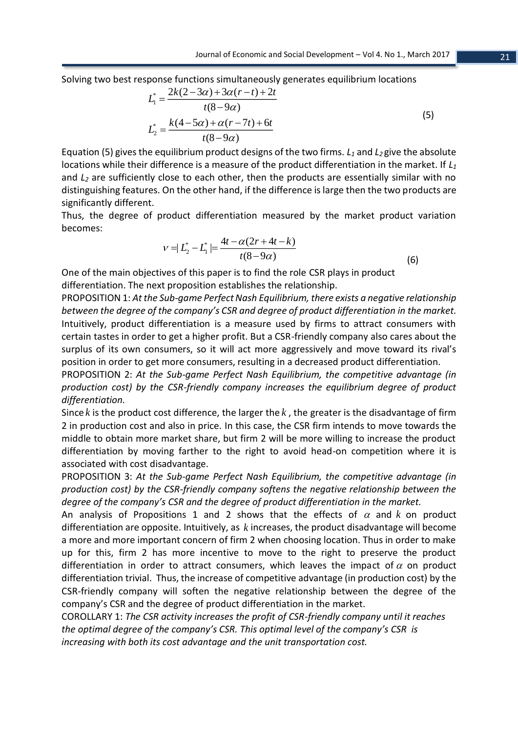Solving two best response functions simultaneously generates equilibrium locations

$$L_1^* = \frac{2k(2-3\alpha)+3\alpha(r-t)+2t}{t(8-9\alpha)}$$
$$L_2^* = \frac{k(4-5\alpha)+\alpha(r-7t)+6t}{t(8-9\alpha)} \tag{5}$$

Equation (5) gives the equilibrium product designs of the two firms. $L_1$ and $L_2$ give the absolute locations while their difference is a measure of the product differentiation in the market. If $L_1$ and $L_2$ are sufficiently close to each other, then the products are essentially similar with no distinguishing features. On the other hand, if the difference is large then the two products are significantly different.

Thus, the degree of product differentiation measured by the market product variation becomes:

$$v = |L_2^* - L_1^*| = \frac{4t - \alpha(2r+4t-k)}{t(8-9\alpha)} \tag{6}$$

One of the main objectives of this paper is to find the role CSR plays in product differentiation. The next proposition establishes the relationship.

PROPOSITION 1: *At the Sub-game Perfect Nash Equilibrium, there exists a negative relationship between the degree of the company's CSR and degree of product differentiation in the market.*

Intuitively, product differentiation is a measure used by firms to attract consumers with certain tastes in order to get a higher profit. But a CSR-friendly company also cares about the surplus of its own consumers, so it will act more aggressively and move toward its rival's position in order to get more consumers, resulting in a decreased product differentiation.

PROPOSITION 2: *At the Sub-game Perfect Nash Equilibrium, the competitive advantage (in production cost) by the CSR-friendly company increases the equilibrium degree of product differentiation.*

Since $k$ is the product cost difference, the larger the $k$, the greater is the disadvantage of firm 2 in production cost and also in price. In this case, the CSR firm intends to move towards the middle to obtain more market share, but firm 2 will be more willing to increase the product differentiation by moving farther to the right to avoid head-on competition where it is associated with cost disadvantage.

PROPOSITION 3: *At the Sub-game Perfect Nash Equilibrium, the competitive advantage (in production cost) by the CSR-friendly company softens the negative relationship between the degree of the company's CSR and the degree of product differentiation in the market.*

An analysis of Propositions 1 and 2 shows that the effects of $\alpha$ and $k$ on product differentiation are opposite. Intuitively, as $k$ increases, the product disadvantage will become a more and more important concern of firm 2 when choosing location. Thus in order to make up for this, firm 2 has more incentive to move to the right to preserve the product differentiation in order to attract consumers, which leaves the impact of $\alpha$ on product differentiation trivial. Thus, the increase of competitive advantage (in production cost) by the CSR-friendly company will soften the negative relationship between the degree of the company's CSR and the degree of product differentiation in the market.

COROLLARY 1: *The CSR activity increases the profit of CSR-friendly company until it reaches the optimal degree of the company's CSR. This optimal level of the company's CSR is increasing with both its cost advantage and the unit transportation cost.*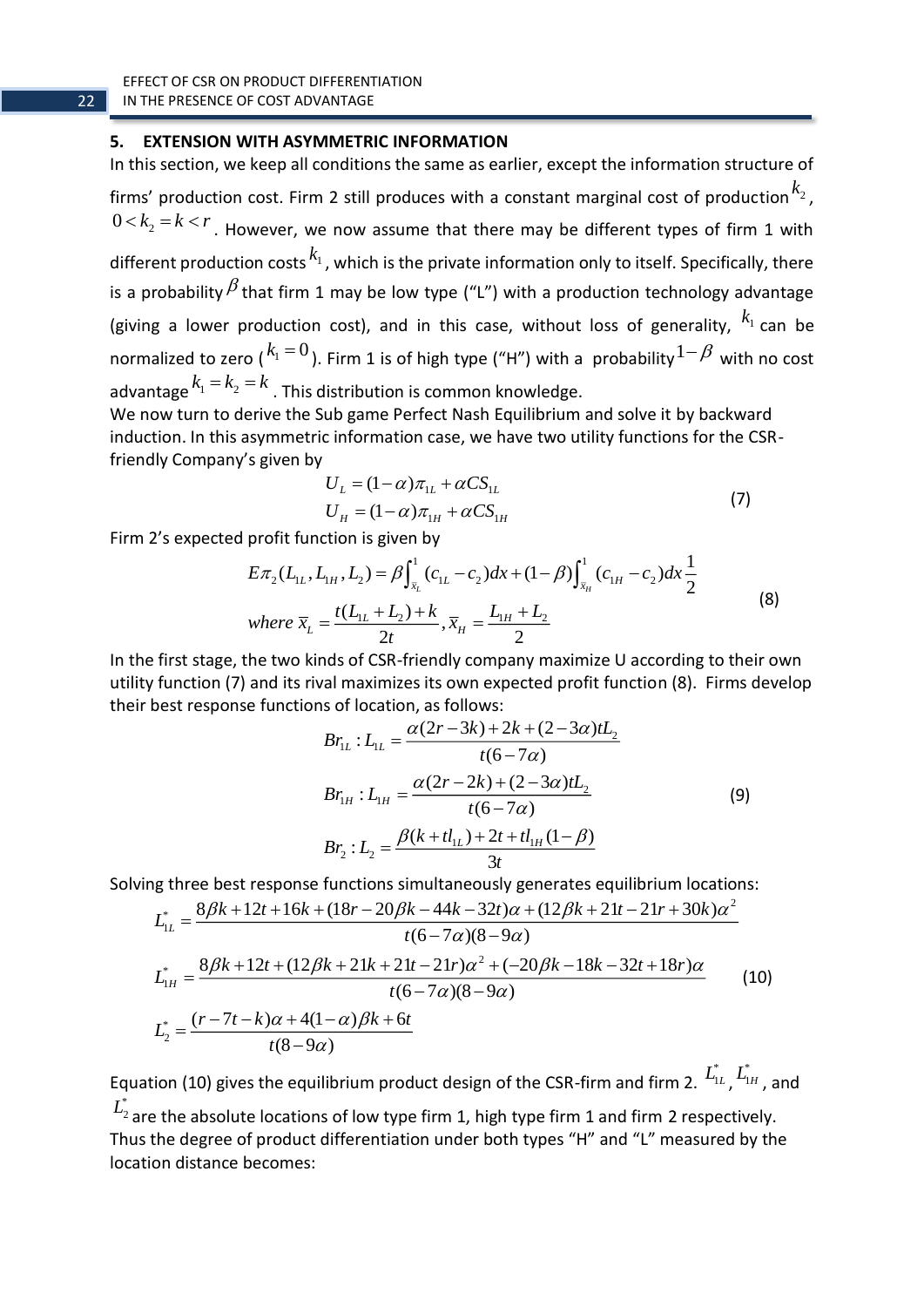## 5. EXTENSION WITH ASYMMETRIC INFORMATION

In this section, we keep all conditions the same as earlier, except the information structure of firms' production cost. Firm 2 still produces with a constant marginal cost of production $k_2$, $0 < k_2 = k < r$. However, we now assume that there may be different types of firm 1 with different production costs $k_1$, which is the private information only to itself. Specifically, there is a probability $\beta$ that firm 1 may be low type ("L") with a production technology advantage (giving a lower production cost), and in this case, without loss of generality, $k_1$ can be normalized to zero ($k_1 = 0$). Firm 1 is of high type ("H") with a probability $1-\beta$ with no cost advantage $k_1 = k_2 = k$. This distribution is common knowledge.

We now turn to derive the Sub game Perfect Nash Equilibrium and solve it by backward induction. In this asymmetric information case, we have two utility functions for the CSR-friendly Company's given by

$$U_L = (1-\alpha)\pi_{1L} + \alpha CS_{1L}$$
$$U_H = (1-\alpha)\pi_{1H} + \alpha CS_{1H} \tag{7}$$

Firm 2's expected profit function is given by

$$E\pi_2(L_{1L}, L_{1H}, L_2) = \beta\int_{\bar{x}_L}^{1}(c_{1L} - c_2)dx + (1-\beta)\int_{\bar{x}_H}^{1}(c_{1H} - c_2)dx\frac{1}{2}$$
$$where\ \bar{x}_L = \frac{t(L_{1L} + L_2) + k}{2t}, \bar{x}_H = \frac{L_{1H} + L_2}{2} \tag{8}$$

In the first stage, the two kinds of CSR-friendly company maximize U according to their own utility function (7) and its rival maximizes its own expected profit function (8). Firms develop their best response functions of location, as follows:

$$Br_{1L} : L_{1L} = \frac{\alpha(2r - 3k) + 2k + (2 - 3\alpha)tL_2}{t(6 - 7\alpha)}$$
$$Br_{1H} : L_{1H} = \frac{\alpha(2r - 2k) + (2 - 3\alpha)tL_2}{t(6 - 7\alpha)} \tag{9}$$
$$Br_2 : L_2 = \frac{\beta(k + tl_{1L}) + 2t + tl_{1H}(1-\beta)}{3t}$$

Solving three best response functions simultaneously generates equilibrium locations:

$$L_{1L}^* = \frac{8\beta k + 12t + 16k + (18r - 20\beta k - 44k - 32t)\alpha + (12\beta k + 21t - 21r + 30k)\alpha^2}{t(6 - 7\alpha)(8 - 9\alpha)}$$
$$L_{1H}^* = \frac{8\beta k + 12t + (12\beta k + 21k + 21t - 21r)\alpha^2 + (-20\beta k - 18k - 32t + 18r)\alpha}{t(6 - 7\alpha)(8 - 9\alpha)} \tag{10}$$
$$L_2^* = \frac{(r - 7t - k)\alpha + 4(1-\alpha)\beta k + 6t}{t(8 - 9\alpha)}$$

Equation (10) gives the equilibrium product design of the CSR-firm and firm 2. $L_{1L}^*$, $L_{1H}^*$, and $L_2^*$ are the absolute locations of low type firm 1, high type firm 1 and firm 2 respectively. Thus the degree of product differentiation under both types "H" and "L" measured by the location distance becomes: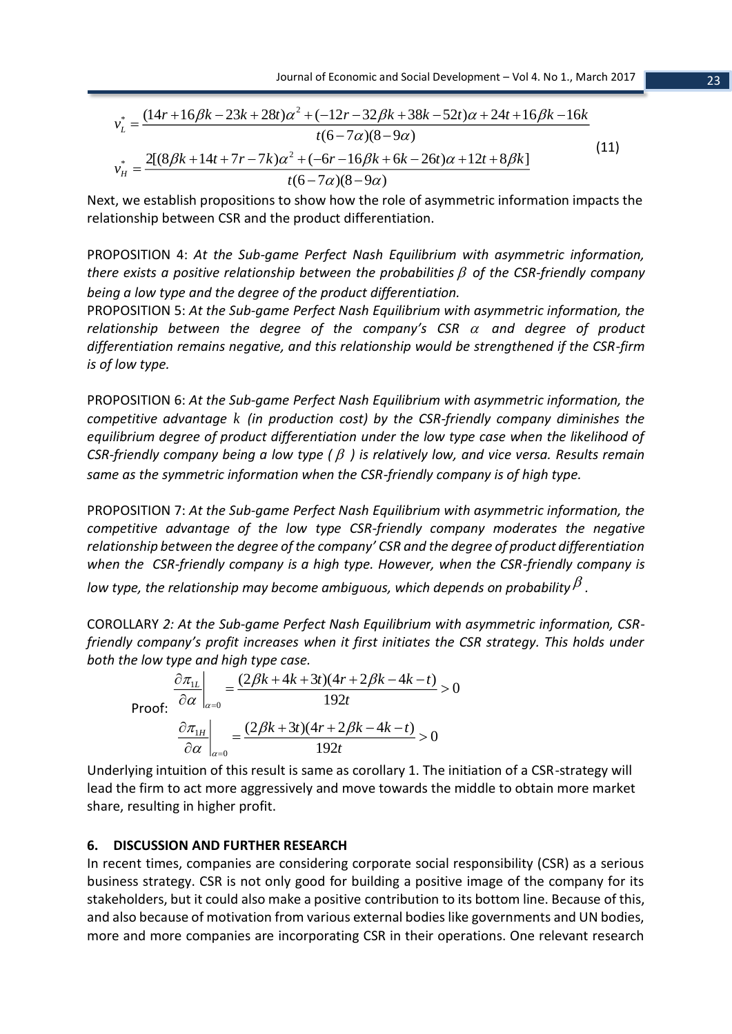$$v_L^* = \frac{(14r + 16\beta k - 23k + 28t)\alpha^2 + (-12r - 32\beta k + 38k - 52t)\alpha + 24t + 16\beta k - 16k}{t(6-7\alpha)(8-9\alpha)}$$

$$v_H^* = \frac{2[(8\beta k + 14t + 7r - 7k)\alpha^2 + (-6r - 16\beta k + 6k - 26t)\alpha + 12t + 8\beta k]}{t(6-7\alpha)(8-9\alpha)} \tag{11}$$

Next, we establish propositions to show how the role of asymmetric information impacts the relationship between CSR and the product differentiation.

PROPOSITION 4: *At the Sub-game Perfect Nash Equilibrium with asymmetric information, there exists a positive relationship between the probabilities $\beta$ of the CSR-friendly company being a low type and the degree of the product differentiation.*

PROPOSITION 5: *At the Sub-game Perfect Nash Equilibrium with asymmetric information, the relationship between the degree of the company's CSR $\alpha$ and degree of product differentiation remains negative, and this relationship would be strengthened if the CSR-firm is of low type.*

PROPOSITION 6: *At the Sub-game Perfect Nash Equilibrium with asymmetric information, the competitive advantage $k$ (in production cost) by the CSR-friendly company diminishes the equilibrium degree of product differentiation under the low type case when the likelihood of CSR-friendly company being a low type ( $\beta$ ) is relatively low, and vice versa. Results remain same as the symmetric information when the CSR-friendly company is of high type.*

PROPOSITION 7: *At the Sub-game Perfect Nash Equilibrium with asymmetric information, the competitive advantage of the low type CSR-friendly company moderates the negative relationship between the degree of the company' CSR and the degree of product differentiation when the CSR-friendly company is a high type. However, when the CSR-friendly company is low type, the relationship may become ambiguous, which depends on probability $\beta$.*

COROLLARY *2: At the Sub-game Perfect Nash Equilibrium with asymmetric information, CSR-friendly company's profit increases when it first initiates the CSR strategy. This holds under both the low type and high type case.*

Proof:

$$\left.\frac{\partial \pi_{1L}}{\partial \alpha}\right|_{\alpha=0} = \frac{(2\beta k + 4k + 3t)(4r + 2\beta k - 4k - t)}{192t} > 0$$

$$\left.\frac{\partial \pi_{1H}}{\partial \alpha}\right|_{\alpha=0} = \frac{(2\beta k + 3t)(4r + 2\beta k - 4k - t)}{192t} > 0$$

Underlying intuition of this result is same as corollary 1. The initiation of a CSR-strategy will lead the firm to act more aggressively and move towards the middle to obtain more market share, resulting in higher profit.

## 6. DISCUSSION AND FURTHER RESEARCH

In recent times, companies are considering corporate social responsibility (CSR) as a serious business strategy. CSR is not only good for building a positive image of the company for its stakeholders, but it could also make a positive contribution to its bottom line. Because of this, and also because of motivation from various external bodies like governments and UN bodies, more and more companies are incorporating CSR in their operations. One relevant research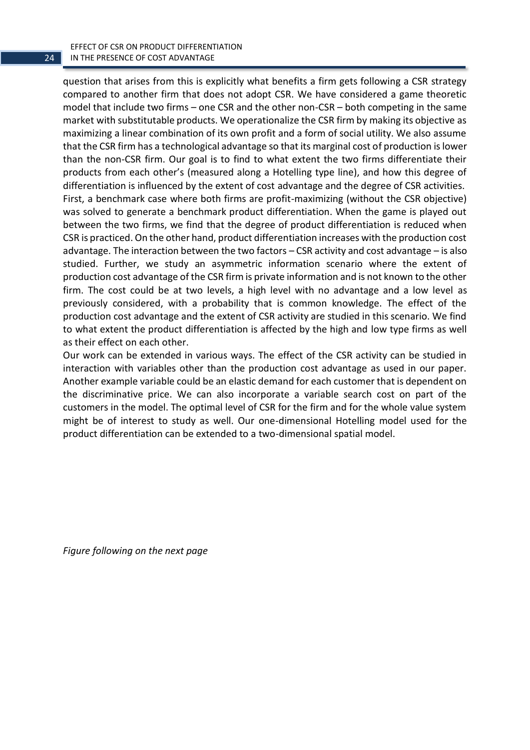question that arises from this is explicitly what benefits a firm gets following a CSR strategy compared to another firm that does not adopt CSR. We have considered a game theoretic model that include two firms – one CSR and the other non-CSR – both competing in the same market with substitutable products. We operationalize the CSR firm by making its objective as maximizing a linear combination of its own profit and a form of social utility. We also assume that the CSR firm has a technological advantage so that its marginal cost of production is lower than the non-CSR firm. Our goal is to find to what extent the two firms differentiate their products from each other's (measured along a Hotelling type line), and how this degree of differentiation is influenced by the extent of cost advantage and the degree of CSR activities.
First, a benchmark case where both firms are profit-maximizing (without the CSR objective) was solved to generate a benchmark product differentiation. When the game is played out between the two firms, we find that the degree of product differentiation is reduced when CSR is practiced. On the other hand, product differentiation increases with the production cost advantage. The interaction between the two factors – CSR activity and cost advantage – is also studied. Further, we study an asymmetric information scenario where the extent of production cost advantage of the CSR firm is private information and is not known to the other firm. The cost could be at two levels, a high level with no advantage and a low level as previously considered, with a probability that is common knowledge. The effect of the production cost advantage and the extent of CSR activity are studied in this scenario. We find to what extent the product differentiation is affected by the high and low type firms as well as their effect on each other.
Our work can be extended in various ways. The effect of the CSR activity can be studied in interaction with variables other than the production cost advantage as used in our paper. Another example variable could be an elastic demand for each customer that is dependent on the discriminative price. We can also incorporate a variable search cost on part of the customers in the model. The optimal level of CSR for the firm and for the whole value system might be of interest to study as well. Our one-dimensional Hotelling model used for the product differentiation can be extended to a two-dimensional spatial model.

*Figure following on the next page*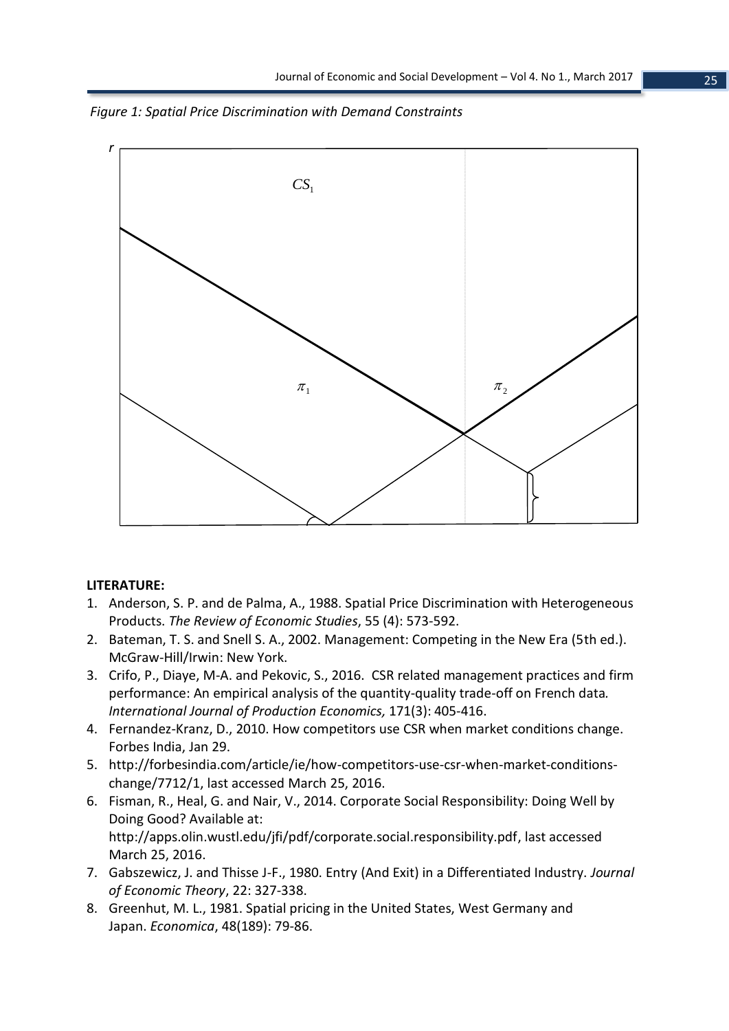*Figure 1: Spatial Price Discrimination with Demand Constraints*

$r$

$CS_1$

$\pi_1$

$\pi_2$

**LITERATURE:**

1. Anderson, S. P. and de Palma, A., 1988. Spatial Price Discrimination with Heterogeneous Products. *The Review of Economic Studies*, 55 (4): 573-592.
2. Bateman, T. S. and Snell S. A., 2002. Management: Competing in the New Era (5th ed.). McGraw-Hill/Irwin: New York.
3. Crifo, P., Diaye, M-A. and Pekovic, S., 2016. CSR related management practices and firm performance: An empirical analysis of the quantity-quality trade-off on French data. *International Journal of Production Economics,* 171(3): 405-416.
4. Fernandez-Kranz, D., 2010. How competitors use CSR when market conditions change. Forbes India, Jan 29.
5. http://forbesindia.com/article/ie/how-competitors-use-csr-when-market-conditions-change/7712/1, last accessed March 25, 2016.
6. Fisman, R., Heal, G. and Nair, V., 2014. Corporate Social Responsibility: Doing Well by Doing Good? Available at: http://apps.olin.wustl.edu/jfi/pdf/corporate.social.responsibility.pdf, last accessed March 25, 2016.
7. Gabszewicz, J. and Thisse J-F., 1980. Entry (And Exit) in a Differentiated Industry. *Journal of Economic Theory*, 22: 327-338.
8. Greenhut, M. L., 1981. Spatial pricing in the United States, West Germany and Japan. *Economica*, 48(189): 79-86.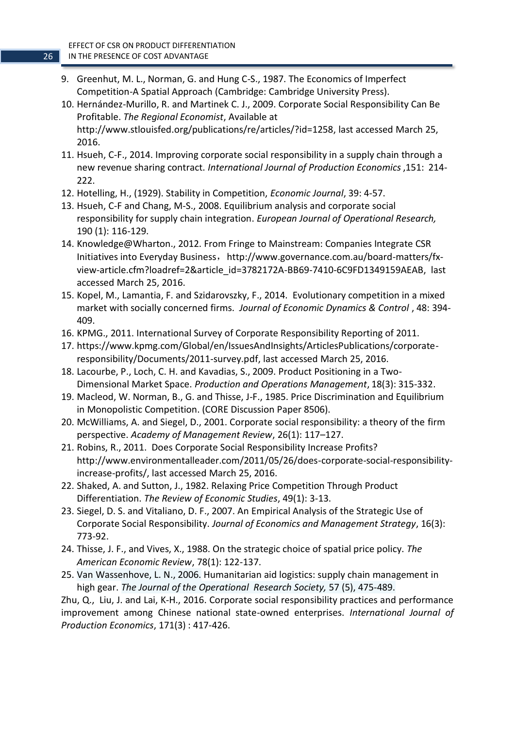9. Greenhut, M. L., Norman, G. and Hung C-S., 1987. The Economics of Imperfect Competition-A Spatial Approach (Cambridge: Cambridge University Press).
10. Hernández-Murillo, R. and Martinek C. J., 2009. Corporate Social Responsibility Can Be Profitable. *The Regional Economist*, Available at http://www.stlouisfed.org/publications/re/articles/?id=1258, last accessed March 25, 2016.
11. Hsueh, C-F., 2014. Improving corporate social responsibility in a supply chain through a new revenue sharing contract. *International Journal of Production Economics* ,151: 214-222.
12. Hotelling, H., (1929). Stability in Competition, *Economic Journal*, 39: 4-57.
13. Hsueh, C-F and Chang, M-S., 2008. Equilibrium analysis and corporate social responsibility for supply chain integration. *European Journal of Operational Research,* 190 (1): 116-129.
14. Knowledge@Wharton., 2012. From Fringe to Mainstream: Companies Integrate CSR Initiatives into Everyday Business，http://www.governance.com.au/board-matters/fx-view-article.cfm?loadref=2&article_id=3782172A-BB69-7410-6C9FD1349159AEAB, last accessed March 25, 2016.
15. Kopel, M., Lamantia, F. and Szidarovszky, F., 2014. Evolutionary competition in a mixed market with socially concerned firms. *Journal of Economic Dynamics & Control* , 48: 394-409.
16. KPMG., 2011. International Survey of Corporate Responsibility Reporting of 2011.
17. https://www.kpmg.com/Global/en/IssuesAndInsights/ArticlesPublications/corporate-responsibility/Documents/2011-survey.pdf, last accessed March 25, 2016.
18. Lacourbe, P., Loch, C. H. and Kavadias, S., 2009. Product Positioning in a Two-Dimensional Market Space. *Production and Operations Management*, 18(3): 315-332.
19. Macleod, W. Norman, B., G. and Thisse, J-F., 1985. Price Discrimination and Equilibrium in Monopolistic Competition. (CORE Discussion Paper 8506).
20. McWilliams, A. and Siegel, D., 2001. Corporate social responsibility: a theory of the firm perspective. *Academy of Management Review*, 26(1): 117–127.
21. Robins, R., 2011. Does Corporate Social Responsibility Increase Profits? http://www.environmentalleader.com/2011/05/26/does-corporate-social-responsibility-increase-profits/, last accessed March 25, 2016.
22. Shaked, A. and Sutton, J., 1982. Relaxing Price Competition Through Product Differentiation. *The Review of Economic Studies*, 49(1): 3-13.
23. Siegel, D. S. and Vitaliano, D. F., 2007. An Empirical Analysis of the Strategic Use of Corporate Social Responsibility. *Journal of Economics and Management Strategy*, 16(3): 773-92.
24. Thisse, J. F., and Vives, X., 1988. On the strategic choice of spatial price policy. *The American Economic Review*, 78(1): 122-137.
25. Van Wassenhove, L. N., 2006. Humanitarian aid logistics: supply chain management in high gear. *The Journal of the Operational Research Society,* 57 (5), 475-489.

Zhu, Q., Liu, J. and Lai, K-H., 2016. Corporate social responsibility practices and performance improvement among Chinese national state-owned enterprises. *International Journal of Production Economics*, 171(3) : 417-426.